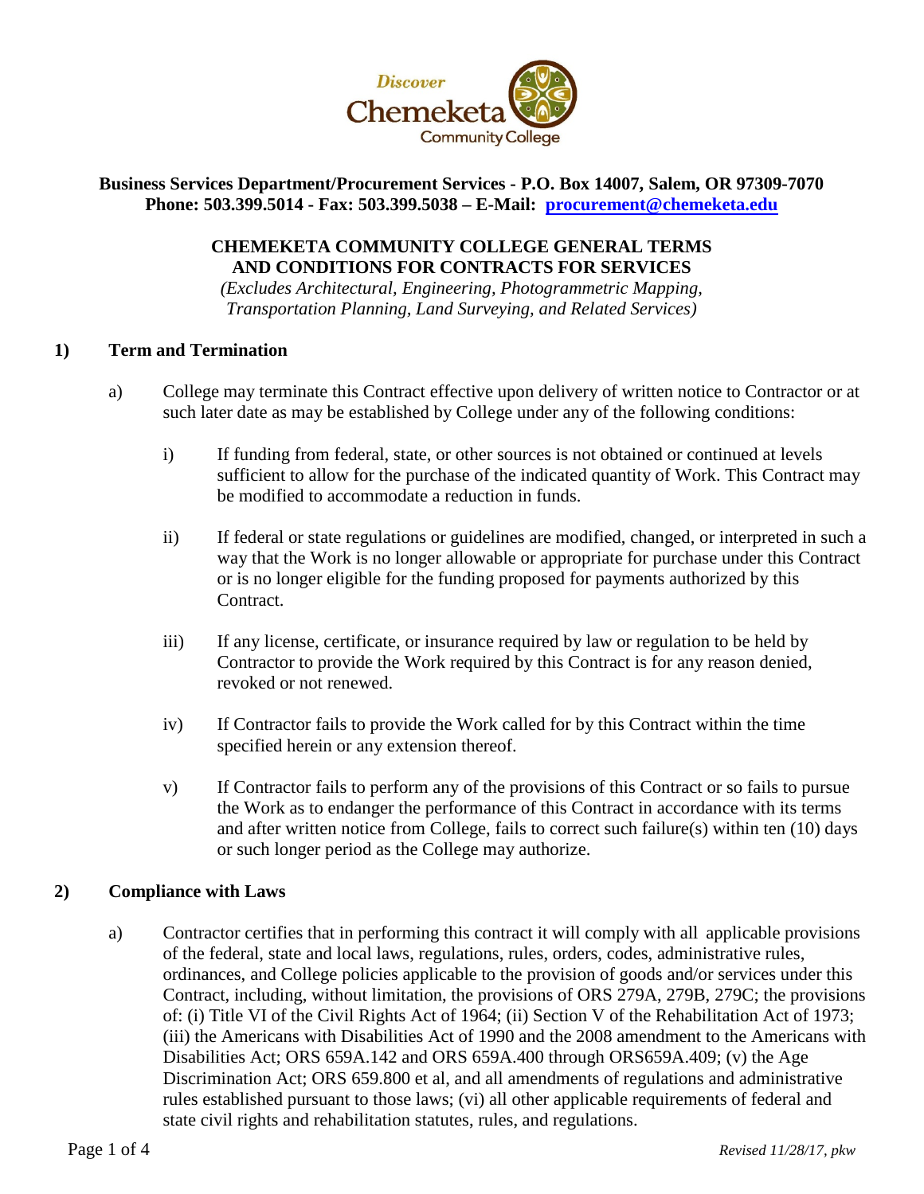**Business Services Department/Procurement Services - P.O. Box 14007, Salem, OR 97309-7070**
**Phone: 503.399.5014 - Fax: 503.399.5038 – E-Mail: procurement@chemeketa.edu**

# CHEMEKETA COMMUNITY COLLEGE GENERAL TERMS AND CONDITIONS FOR CONTRACTS FOR SERVICES

*(Excludes Architectural, Engineering, Photogrammetric Mapping, Transportation Planning, Land Surveying, and Related Services)*

## 1) Term and Termination

a) College may terminate this Contract effective upon delivery of written notice to Contractor or at such later date as may be established by College under any of the following conditions:

i) If funding from federal, state, or other sources is not obtained or continued at levels sufficient to allow for the purchase of the indicated quantity of Work. This Contract may be modified to accommodate a reduction in funds.

ii) If federal or state regulations or guidelines are modified, changed, or interpreted in such a way that the Work is no longer allowable or appropriate for purchase under this Contract or is no longer eligible for the funding proposed for payments authorized by this Contract.

iii) If any license, certificate, or insurance required by law or regulation to be held by Contractor to provide the Work required by this Contract is for any reason denied, revoked or not renewed.

iv) If Contractor fails to provide the Work called for by this Contract within the time specified herein or any extension thereof.

v) If Contractor fails to perform any of the provisions of this Contract or so fails to pursue the Work as to endanger the performance of this Contract in accordance with its terms and after written notice from College, fails to correct such failure(s) within ten (10) days or such longer period as the College may authorize.

## 2) Compliance with Laws

a) Contractor certifies that in performing this contract it will comply with all applicable provisions of the federal, state and local laws, regulations, rules, orders, codes, administrative rules, ordinances, and College policies applicable to the provision of goods and/or services under this Contract, including, without limitation, the provisions of ORS 279A, 279B, 279C; the provisions of: (i) Title VI of the Civil Rights Act of 1964; (ii) Section V of the Rehabilitation Act of 1973; (iii) the Americans with Disabilities Act of 1990 and the 2008 amendment to the Americans with Disabilities Act; ORS 659A.142 and ORS 659A.400 through ORS659A.409; (v) the Age Discrimination Act; ORS 659.800 et al, and all amendments of regulations and administrative rules established pursuant to those laws; (vi) all other applicable requirements of federal and state civil rights and rehabilitation statutes, rules, and regulations.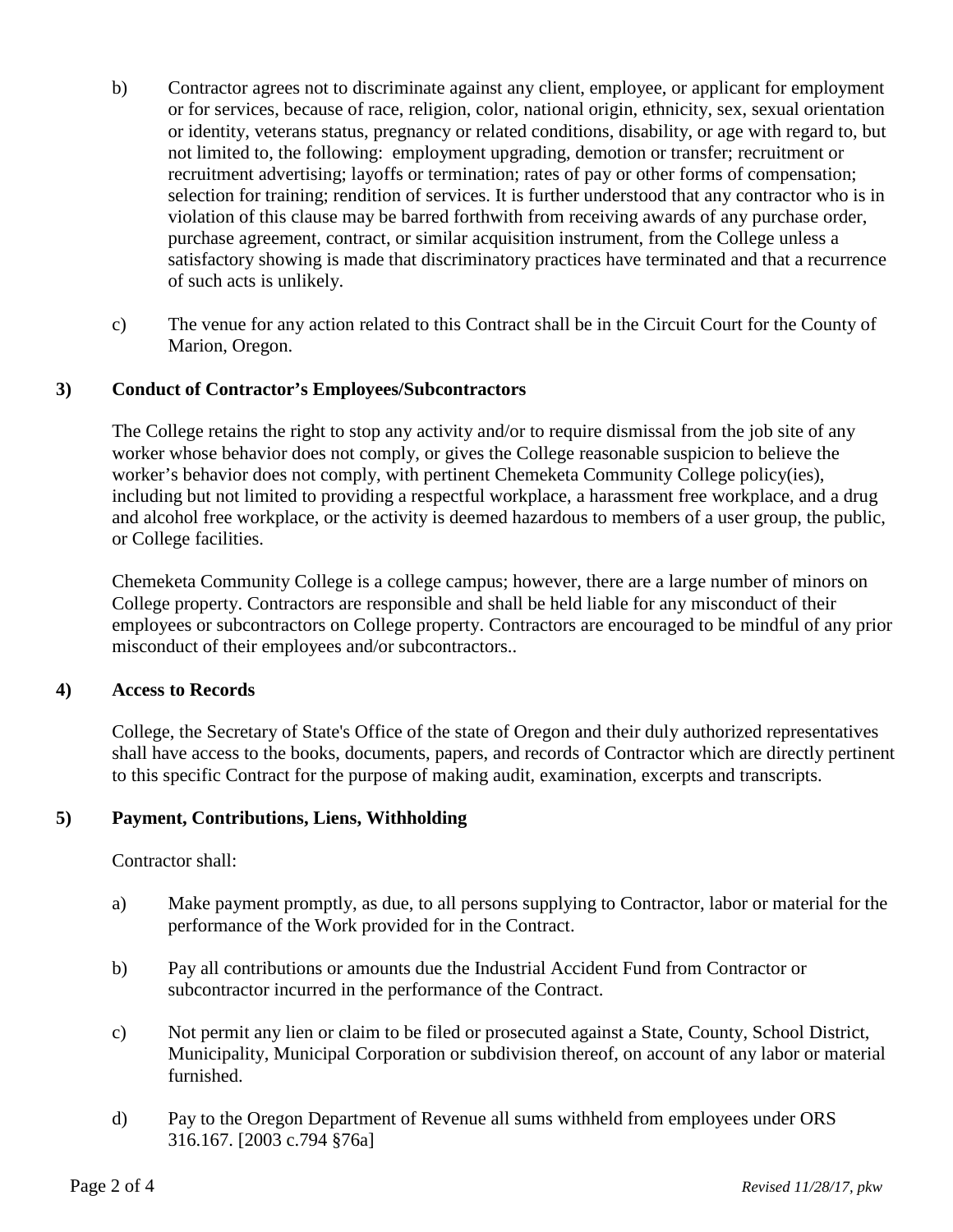b) Contractor agrees not to discriminate against any client, employee, or applicant for employment or for services, because of race, religion, color, national origin, ethnicity, sex, sexual orientation or identity, veterans status, pregnancy or related conditions, disability, or age with regard to, but not limited to, the following: employment upgrading, demotion or transfer; recruitment or recruitment advertising; layoffs or termination; rates of pay or other forms of compensation; selection for training; rendition of services. It is further understood that any contractor who is in violation of this clause may be barred forthwith from receiving awards of any purchase order, purchase agreement, contract, or similar acquisition instrument, from the College unless a satisfactory showing is made that discriminatory practices have terminated and that a recurrence of such acts is unlikely.

c) The venue for any action related to this Contract shall be in the Circuit Court for the County of Marion, Oregon.

**3) Conduct of Contractor's Employees/Subcontractors**

The College retains the right to stop any activity and/or to require dismissal from the job site of any worker whose behavior does not comply, or gives the College reasonable suspicion to believe the worker's behavior does not comply, with pertinent Chemeketa Community College policy(ies), including but not limited to providing a respectful workplace, a harassment free workplace, and a drug and alcohol free workplace, or the activity is deemed hazardous to members of a user group, the public, or College facilities.

Chemeketa Community College is a college campus; however, there are a large number of minors on College property. Contractors are responsible and shall be held liable for any misconduct of their employees or subcontractors on College property. Contractors are encouraged to be mindful of any prior misconduct of their employees and/or subcontractors..

**4) Access to Records**

College, the Secretary of State's Office of the state of Oregon and their duly authorized representatives shall have access to the books, documents, papers, and records of Contractor which are directly pertinent to this specific Contract for the purpose of making audit, examination, excerpts and transcripts.

**5) Payment, Contributions, Liens, Withholding**

Contractor shall:

a) Make payment promptly, as due, to all persons supplying to Contractor, labor or material for the performance of the Work provided for in the Contract.

b) Pay all contributions or amounts due the Industrial Accident Fund from Contractor or subcontractor incurred in the performance of the Contract.

c) Not permit any lien or claim to be filed or prosecuted against a State, County, School District, Municipality, Municipal Corporation or subdivision thereof, on account of any labor or material furnished.

d) Pay to the Oregon Department of Revenue all sums withheld from employees under ORS 316.167. [2003 c.794 §76a]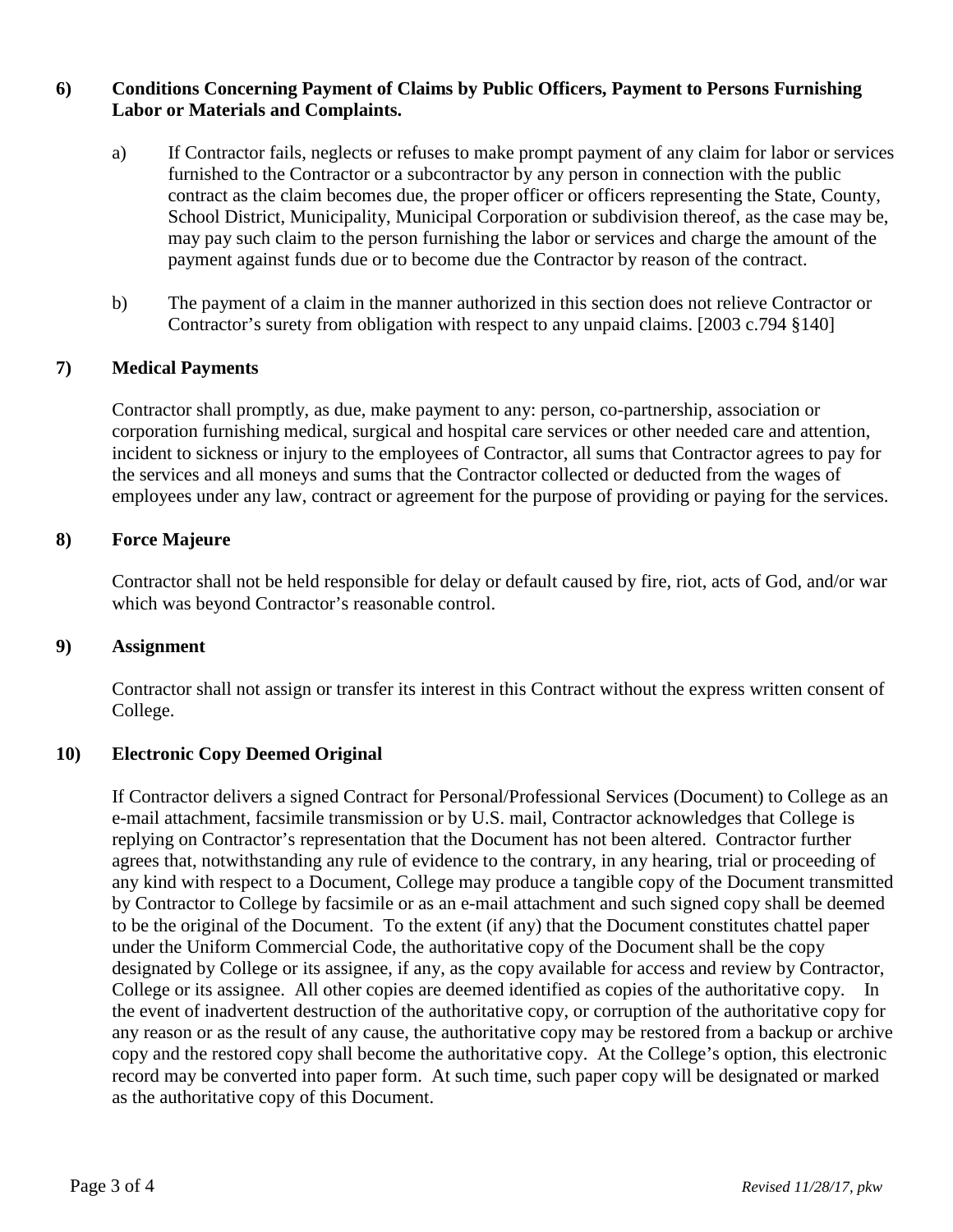**6) Conditions Concerning Payment of Claims by Public Officers, Payment to Persons Furnishing Labor or Materials and Complaints.**

a) If Contractor fails, neglects or refuses to make prompt payment of any claim for labor or services furnished to the Contractor or a subcontractor by any person in connection with the public contract as the claim becomes due, the proper officer or officers representing the State, County, School District, Municipality, Municipal Corporation or subdivision thereof, as the case may be, may pay such claim to the person furnishing the labor or services and charge the amount of the payment against funds due or to become due the Contractor by reason of the contract.

b) The payment of a claim in the manner authorized in this section does not relieve Contractor or Contractor's surety from obligation with respect to any unpaid claims. [2003 c.794 §140]

**7) Medical Payments**

Contractor shall promptly, as due, make payment to any: person, co-partnership, association or corporation furnishing medical, surgical and hospital care services or other needed care and attention, incident to sickness or injury to the employees of Contractor, all sums that Contractor agrees to pay for the services and all moneys and sums that the Contractor collected or deducted from the wages of employees under any law, contract or agreement for the purpose of providing or paying for the services.

**8) Force Majeure**

Contractor shall not be held responsible for delay or default caused by fire, riot, acts of God, and/or war which was beyond Contractor's reasonable control.

**9) Assignment**

Contractor shall not assign or transfer its interest in this Contract without the express written consent of College.

**10) Electronic Copy Deemed Original**

If Contractor delivers a signed Contract for Personal/Professional Services (Document) to College as an e-mail attachment, facsimile transmission or by U.S. mail, Contractor acknowledges that College is replying on Contractor's representation that the Document has not been altered. Contractor further agrees that, notwithstanding any rule of evidence to the contrary, in any hearing, trial or proceeding of any kind with respect to a Document, College may produce a tangible copy of the Document transmitted by Contractor to College by facsimile or as an e-mail attachment and such signed copy shall be deemed to be the original of the Document. To the extent (if any) that the Document constitutes chattel paper under the Uniform Commercial Code, the authoritative copy of the Document shall be the copy designated by College or its assignee, if any, as the copy available for access and review by Contractor, College or its assignee. All other copies are deemed identified as copies of the authoritative copy. In the event of inadvertent destruction of the authoritative copy, or corruption of the authoritative copy for any reason or as the result of any cause, the authoritative copy may be restored from a backup or archive copy and the restored copy shall become the authoritative copy. At the College's option, this electronic record may be converted into paper form. At such time, such paper copy will be designated or marked as the authoritative copy of this Document.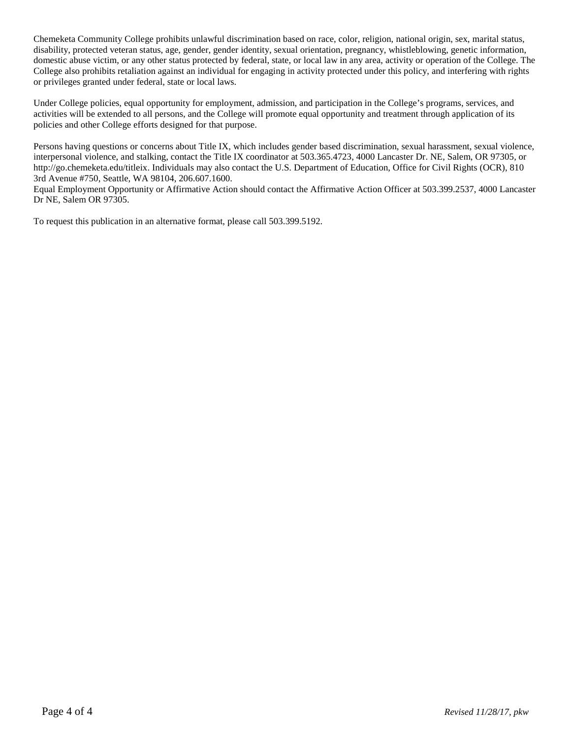Chemeketa Community College prohibits unlawful discrimination based on race, color, religion, national origin, sex, marital status, disability, protected veteran status, age, gender, gender identity, sexual orientation, pregnancy, whistleblowing, genetic information, domestic abuse victim, or any other status protected by federal, state, or local law in any area, activity or operation of the College. The College also prohibits retaliation against an individual for engaging in activity protected under this policy, and interfering with rights or privileges granted under federal, state or local laws.

Under College policies, equal opportunity for employment, admission, and participation in the College's programs, services, and activities will be extended to all persons, and the College will promote equal opportunity and treatment through application of its policies and other College efforts designed for that purpose.

Persons having questions or concerns about Title IX, which includes gender based discrimination, sexual harassment, sexual violence, interpersonal violence, and stalking, contact the Title IX coordinator at 503.365.4723, 4000 Lancaster Dr. NE, Salem, OR 97305, or http://go.chemeketa.edu/titleix. Individuals may also contact the U.S. Department of Education, Office for Civil Rights (OCR), 810 3rd Avenue #750, Seattle, WA 98104, 206.607.1600.
Equal Employment Opportunity or Affirmative Action should contact the Affirmative Action Officer at 503.399.2537, 4000 Lancaster Dr NE, Salem OR 97305.

To request this publication in an alternative format, please call 503.399.5192.

*Revised 11/28/17, pkw*